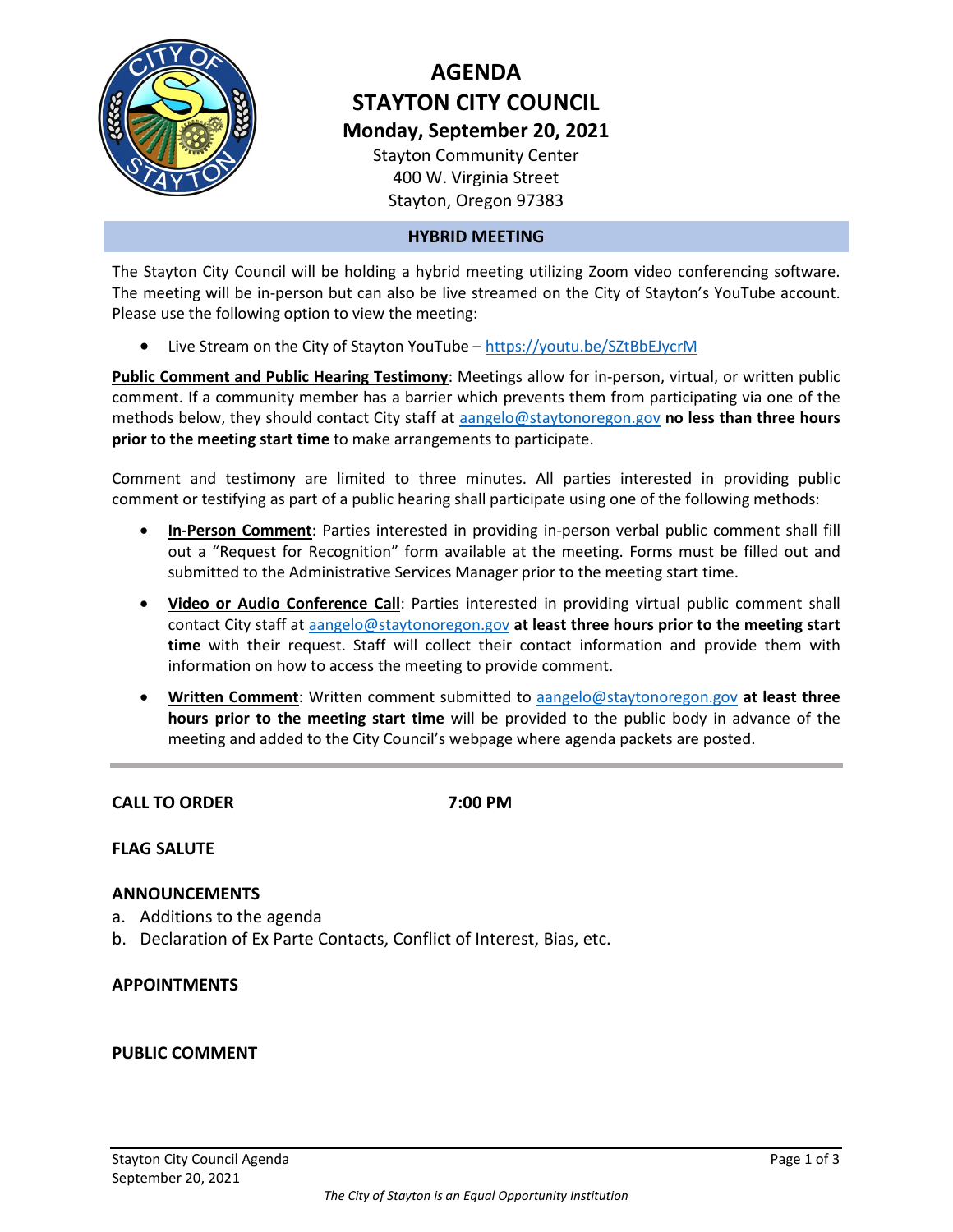# AGENDA
# STAYTON CITY COUNCIL
## Monday, September 20, 2021

Stayton Community Center
400 W. Virginia Street
Stayton, Oregon 97383

## HYBRID MEETING

The Stayton City Council will be holding a hybrid meeting utilizing Zoom video conferencing software. The meeting will be in-person but can also be live streamed on the City of Stayton's YouTube account. Please use the following option to view the meeting:

- Live Stream on the City of Stayton YouTube – https://youtu.be/SZtBbEJycrM

**Public Comment and Public Hearing Testimony**: Meetings allow for in-person, virtual, or written public comment. If a community member has a barrier which prevents them from participating via one of the methods below, they should contact City staff at aangelo@staytonoregon.gov **no less than three hours prior to the meeting start time** to make arrangements to participate.

Comment and testimony are limited to three minutes. All parties interested in providing public comment or testifying as part of a public hearing shall participate using one of the following methods:

- **In-Person Comment**: Parties interested in providing in-person verbal public comment shall fill out a "Request for Recognition" form available at the meeting. Forms must be filled out and submitted to the Administrative Services Manager prior to the meeting start time.
- **Video or Audio Conference Call**: Parties interested in providing virtual public comment shall contact City staff at aangelo@staytonoregon.gov **at least three hours prior to the meeting start time** with their request. Staff will collect their contact information and provide them with information on how to access the meeting to provide comment.
- **Written Comment**: Written comment submitted to aangelo@staytonoregon.gov **at least three hours prior to the meeting start time** will be provided to the public body in advance of the meeting and added to the City Council's webpage where agenda packets are posted.

---

**CALL TO ORDER** 7:00 PM

**FLAG SALUTE**

**ANNOUNCEMENTS**

a. Additions to the agenda
b. Declaration of Ex Parte Contacts, Conflict of Interest, Bias, etc.

**APPOINTMENTS**

**PUBLIC COMMENT**

*The City of Stayton is an Equal Opportunity Institution*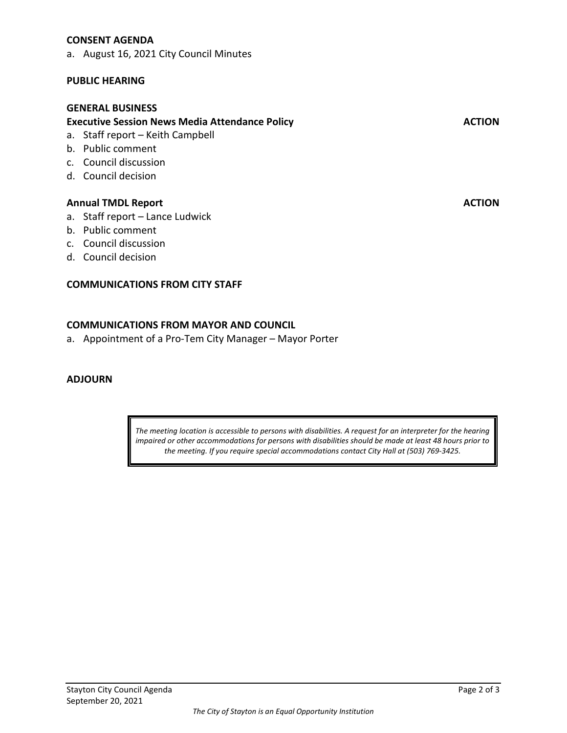## CONSENT AGENDA

a. August 16, 2021 City Council Minutes

## PUBLIC HEARING

## GENERAL BUSINESS

**Executive Session News Media Attendance Policy** **ACTION**

a. Staff report – Keith Campbell
b. Public comment
c. Council discussion
d. Council decision

**Annual TMDL Report** **ACTION**

a. Staff report – Lance Ludwick
b. Public comment
c. Council discussion
d. Council decision

## COMMUNICATIONS FROM CITY STAFF

## COMMUNICATIONS FROM MAYOR AND COUNCIL

a. Appointment of a Pro-Tem City Manager – Mayor Porter

## ADJOURN

*The meeting location is accessible to persons with disabilities. A request for an interpreter for the hearing impaired or other accommodations for persons with disabilities should be made at least 48 hours prior to the meeting. If you require special accommodations contact City Hall at (503) 769-3425.*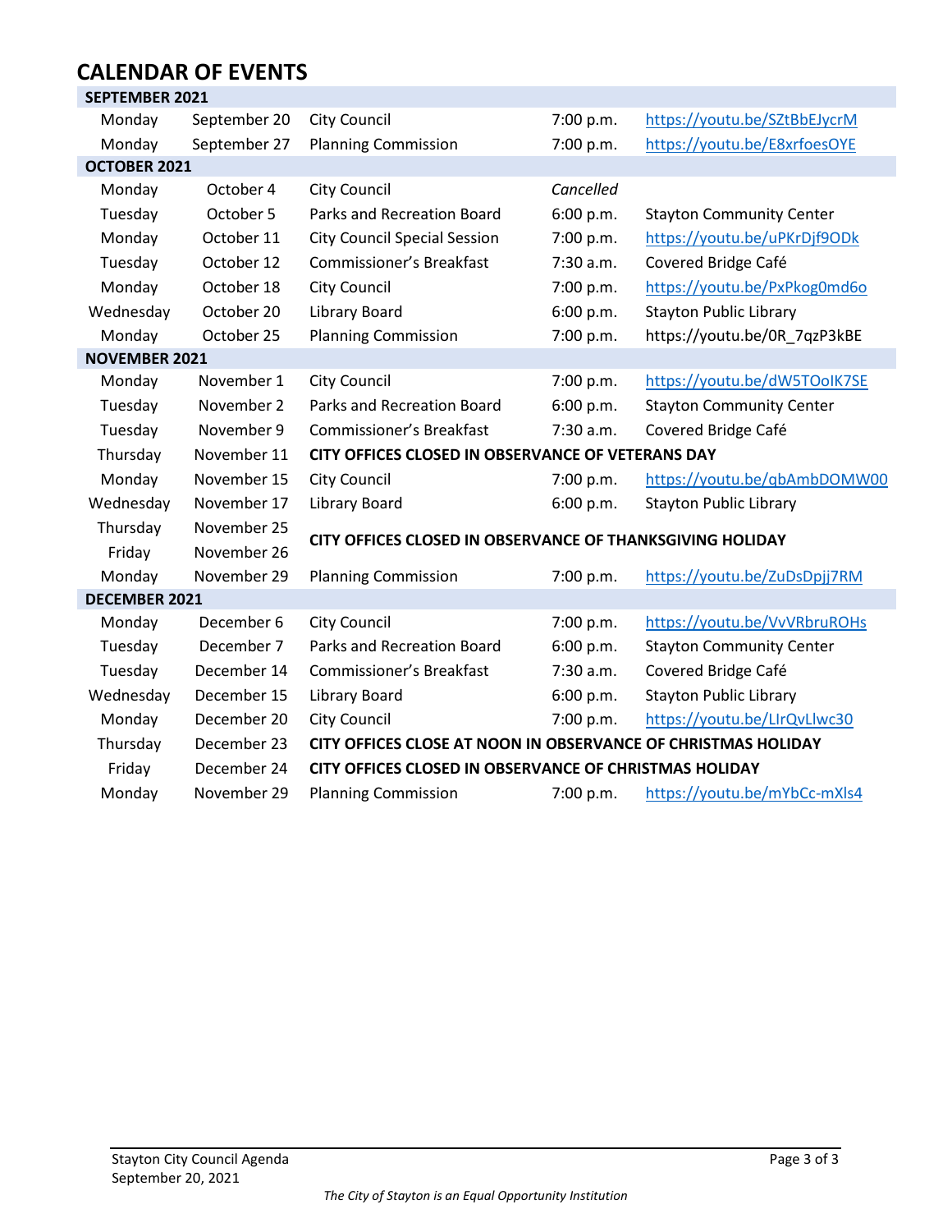# CALENDAR OF EVENTS

| | | | | |
|---|---|---|---|---|
| **SEPTEMBER 2021** | | | | |
| Monday | September 20 | City Council | 7:00 p.m. | https://youtu.be/SZtBbEJycrM |
| Monday | September 27 | Planning Commission | 7:00 p.m. | https://youtu.be/E8xrfoesOYE |
| **OCTOBER 2021** | | | | |
| Monday | October 4 | City Council | *Cancelled* | |
| Tuesday | October 5 | Parks and Recreation Board | 6:00 p.m. | Stayton Community Center |
| Monday | October 11 | City Council Special Session | 7:00 p.m. | https://youtu.be/uPKrDjf9ODk |
| Tuesday | October 12 | Commissioner's Breakfast | 7:30 a.m. | Covered Bridge Café |
| Monday | October 18 | City Council | 7:00 p.m. | https://youtu.be/PxPkog0md6o |
| Wednesday | October 20 | Library Board | 6:00 p.m. | Stayton Public Library |
| Monday | October 25 | Planning Commission | 7:00 p.m. | https://youtu.be/0R_7qzP3kBE |
| **NOVEMBER 2021** | | | | |
| Monday | November 1 | City Council | 7:00 p.m. | https://youtu.be/dW5TOoIK7SE |
| Tuesday | November 2 | Parks and Recreation Board | 6:00 p.m. | Stayton Community Center |
| Tuesday | November 9 | Commissioner's Breakfast | 7:30 a.m. | Covered Bridge Café |
| Thursday | November 11 | **CITY OFFICES CLOSED IN OBSERVANCE OF VETERANS DAY** | | |
| Monday | November 15 | City Council | 7:00 p.m. | https://youtu.be/qbAmbDOMW00 |
| Wednesday | November 17 | Library Board | 6:00 p.m. | Stayton Public Library |
| Thursday<br>Friday | November 25<br>November 26 | **CITY OFFICES CLOSED IN OBSERVANCE OF THANKSGIVING HOLIDAY** | | |
| Monday | November 29 | Planning Commission | 7:00 p.m. | https://youtu.be/ZuDsDpjj7RM |
| **DECEMBER 2021** | | | | |
| Monday | December 6 | City Council | 7:00 p.m. | https://youtu.be/VvVRbruROHs |
| Tuesday | December 7 | Parks and Recreation Board | 6:00 p.m. | Stayton Community Center |
| Tuesday | December 14 | Commissioner's Breakfast | 7:30 a.m. | Covered Bridge Café |
| Wednesday | December 15 | Library Board | 6:00 p.m. | Stayton Public Library |
| Monday | December 20 | City Council | 7:00 p.m. | https://youtu.be/LIrQvLlwc30 |
| Thursday | December 23 | **CITY OFFICES CLOSE AT NOON IN OBSERVANCE OF CHRISTMAS HOLIDAY** | | |
| Friday | December 24 | **CITY OFFICES CLOSED IN OBSERVANCE OF CHRISTMAS HOLIDAY** | | |
| Monday | November 29 | Planning Commission | 7:00 p.m. | https://youtu.be/mYbCc-mXls4 |

*The City of Stayton is an Equal Opportunity Institution*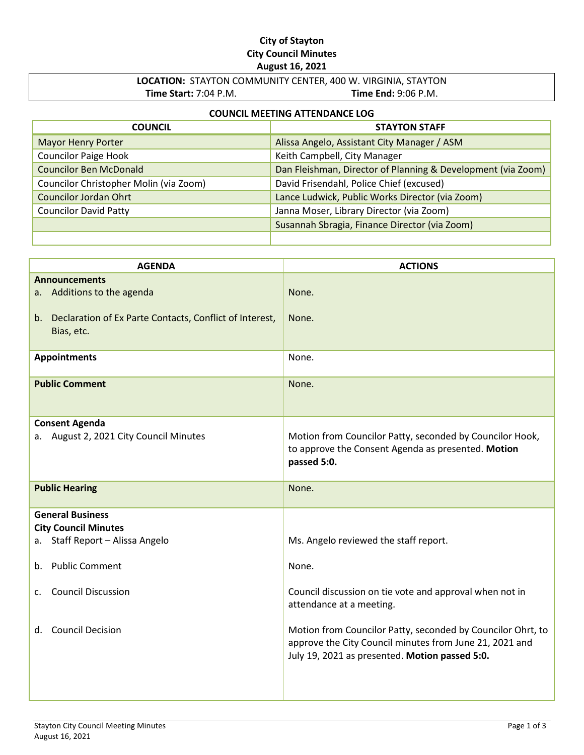**City of Stayton**
**City Council Minutes**
**August 16, 2021**

| **LOCATION:** STAYTON COMMUNITY CENTER, 400 W. VIRGINIA, STAYTON | |
|---|---|
| **Time Start:** 7:04 P.M. | **Time End:** 9:06 P.M. |

**COUNCIL MEETING ATTENDANCE LOG**

| COUNCIL | STAYTON STAFF |
|---|---|
| Mayor Henry Porter | Alissa Angelo, Assistant City Manager / ASM |
| Councilor Paige Hook | Keith Campbell, City Manager |
| Councilor Ben McDonald | Dan Fleishman, Director of Planning & Development (via Zoom) |
| Councilor Christopher Molin (via Zoom) | David Frisendahl, Police Chief (excused) |
| Councilor Jordan Ohrt | Lance Ludwick, Public Works Director (via Zoom) |
| Councilor David Patty | Janna Moser, Library Director (via Zoom) |
| | Susannah Sbragia, Finance Director (via Zoom) |
| | |

| AGENDA | ACTIONS |
|---|---|
| **Announcements** | |
| a. Additions to the agenda | None. |
| b. Declaration of Ex Parte Contacts, Conflict of Interest, Bias, etc. | None. |
| **Appointments** | None. |
| **Public Comment** | None. |
| **Consent Agenda** | |
| a. August 2, 2021 City Council Minutes | Motion from Councilor Patty, seconded by Councilor Hook, to approve the Consent Agenda as presented. **Motion passed 5:0.** |
| **Public Hearing** | None. |
| **General Business** | |
| **City Council Minutes** | |
| a. Staff Report – Alissa Angelo | Ms. Angelo reviewed the staff report. |
| b. Public Comment | None. |
| c. Council Discussion | Council discussion on tie vote and approval when not in attendance at a meeting. |
| d. Council Decision | Motion from Councilor Patty, seconded by Councilor Ohrt, to approve the City Council minutes from June 21, 2021 and July 19, 2021 as presented. **Motion passed 5:0.** |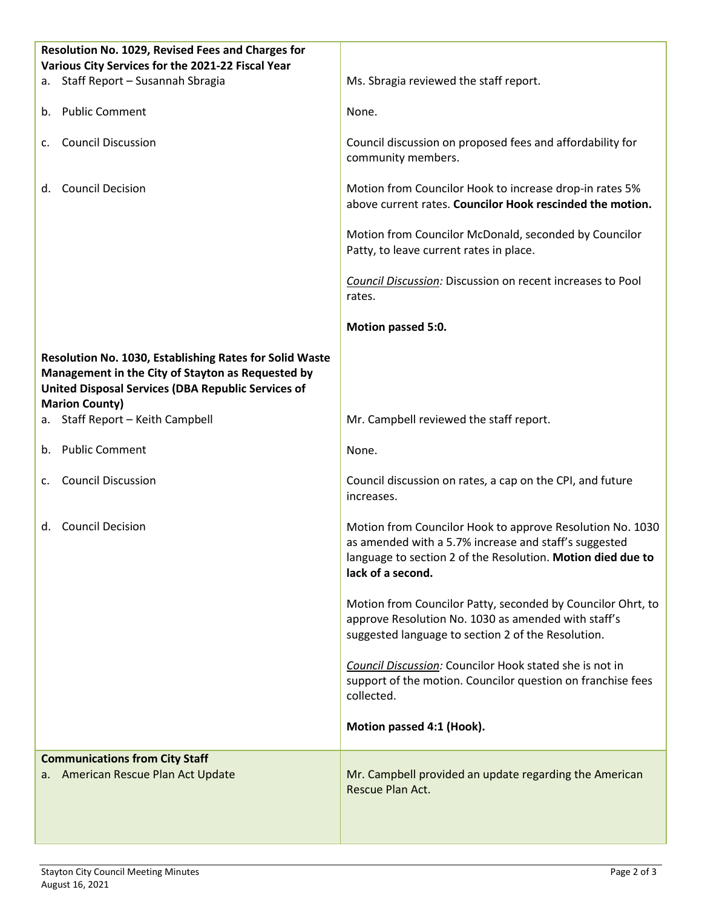| | |
|---|---|
| **Resolution No. 1029, Revised Fees and Charges for Various City Services for the 2021-22 Fiscal Year** | |
| a. Staff Report – Susannah Sbragia | Ms. Sbragia reviewed the staff report. |
| b. Public Comment | None. |
| c. Council Discussion | Council discussion on proposed fees and affordability for community members. |
| d. Council Decision | Motion from Councilor Hook to increase drop-in rates 5% above current rates. **Councilor Hook rescinded the motion.** |
| | Motion from Councilor McDonald, seconded by Councilor Patty, to leave current rates in place. |
| | *Council Discussion:* Discussion on recent increases to Pool rates. |
| | **Motion passed 5:0.** |
| **Resolution No. 1030, Establishing Rates for Solid Waste Management in the City of Stayton as Requested by United Disposal Services (DBA Republic Services of Marion County)** | |
| a. Staff Report – Keith Campbell | Mr. Campbell reviewed the staff report. |
| b. Public Comment | None. |
| c. Council Discussion | Council discussion on rates, a cap on the CPI, and future increases. |
| d. Council Decision | Motion from Councilor Hook to approve Resolution No. 1030 as amended with a 5.7% increase and staff's suggested language to section 2 of the Resolution. **Motion died due to lack of a second.** |
| | Motion from Councilor Patty, seconded by Councilor Ohrt, to approve Resolution No. 1030 as amended with staff's suggested language to section 2 of the Resolution. |
| | *Council Discussion:* Councilor Hook stated she is not in support of the motion. Councilor question on franchise fees collected. |
| | **Motion passed 4:1 (Hook).** |
| **Communications from City Staff** | |
| a. American Rescue Plan Act Update | Mr. Campbell provided an update regarding the American Rescue Plan Act. |

Stayton City Council Meeting Minutes
August 16, 2021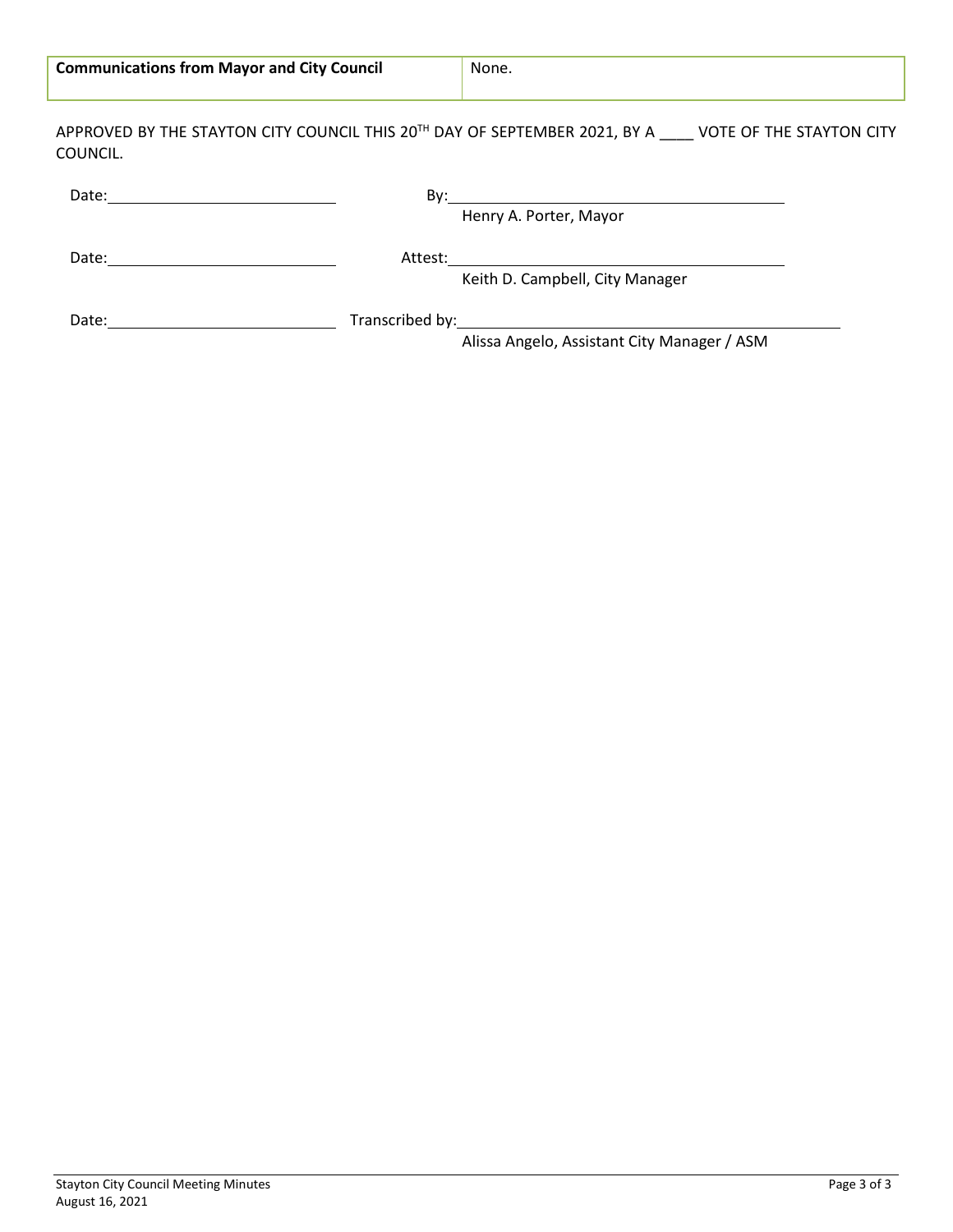| **Communications from Mayor and City Council** | None. |
|---|---|

APPROVED BY THE STAYTON CITY COUNCIL THIS 20TH DAY OF SEPTEMBER 2021, BY A ____ VOTE OF THE STAYTON CITY COUNCIL.

Date: ______________________ By: ______________________________
Henry A. Porter, Mayor

Date: ______________________ Attest: ______________________________
Keith D. Campbell, City Manager

Date: ______________________ Transcribed by: ______________________________
Alissa Angelo, Assistant City Manager / ASM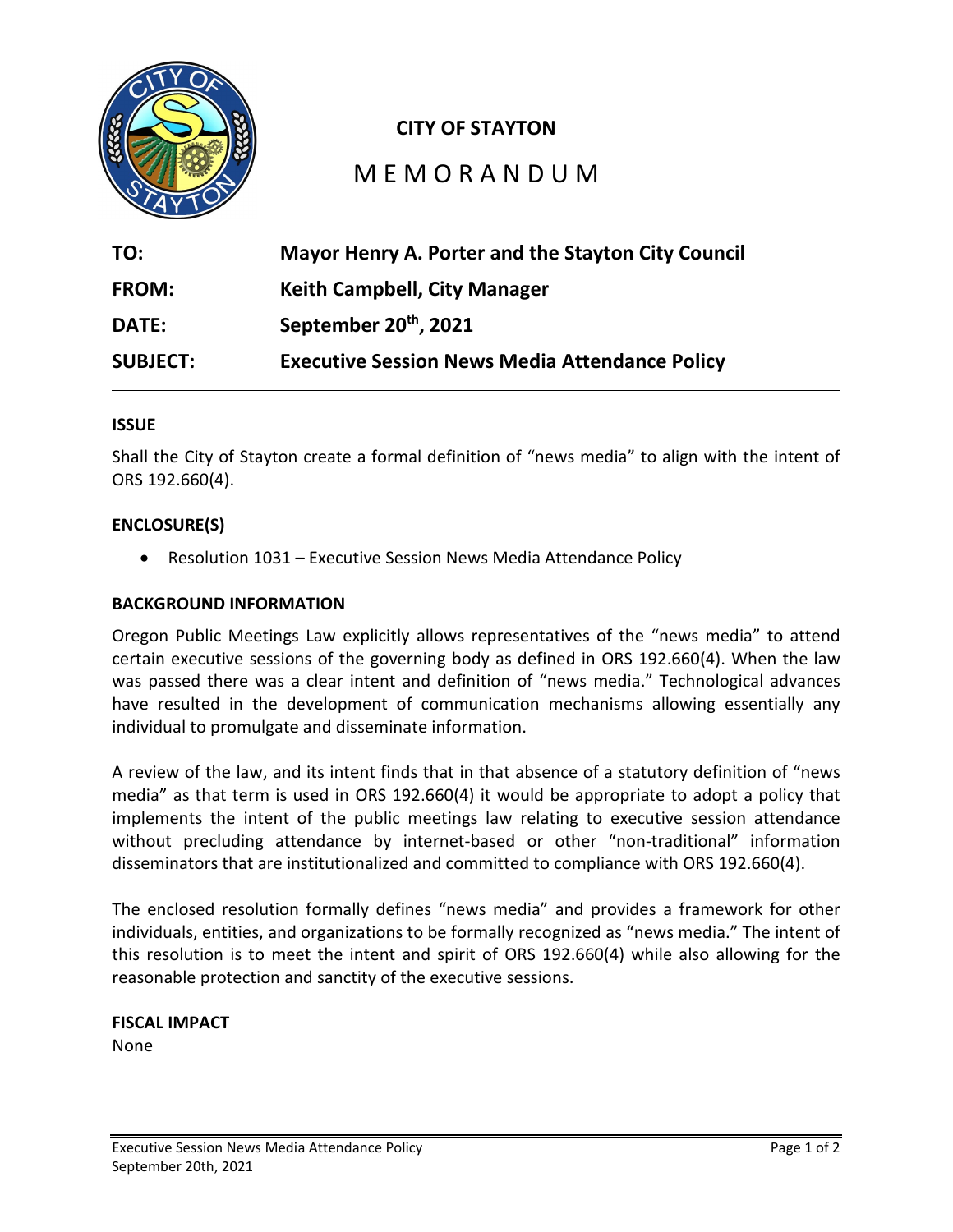**CITY OF STAYTON**

# MEMORANDUM

| | |
|---|---|
| **TO:** | **Mayor Henry A. Porter and the Stayton City Council** |
| **FROM:** | **Keith Campbell, City Manager** |
| **DATE:** | **September 20th, 2021** |
| **SUBJECT:** | **Executive Session News Media Attendance Policy** |

### ISSUE

Shall the City of Stayton create a formal definition of "news media" to align with the intent of ORS 192.660(4).

### ENCLOSURE(S)

- Resolution 1031 – Executive Session News Media Attendance Policy

### BACKGROUND INFORMATION

Oregon Public Meetings Law explicitly allows representatives of the "news media" to attend certain executive sessions of the governing body as defined in ORS 192.660(4). When the law was passed there was a clear intent and definition of "news media." Technological advances have resulted in the development of communication mechanisms allowing essentially any individual to promulgate and disseminate information.

A review of the law, and its intent finds that in that absence of a statutory definition of "news media" as that term is used in ORS 192.660(4) it would be appropriate to adopt a policy that implements the intent of the public meetings law relating to executive session attendance without precluding attendance by internet-based or other "non-traditional" information disseminators that are institutionalized and committed to compliance with ORS 192.660(4).

The enclosed resolution formally defines "news media" and provides a framework for other individuals, entities, and organizations to be formally recognized as "news media." The intent of this resolution is to meet the intent and spirit of ORS 192.660(4) while also allowing for the reasonable protection and sanctity of the executive sessions.

### FISCAL IMPACT

None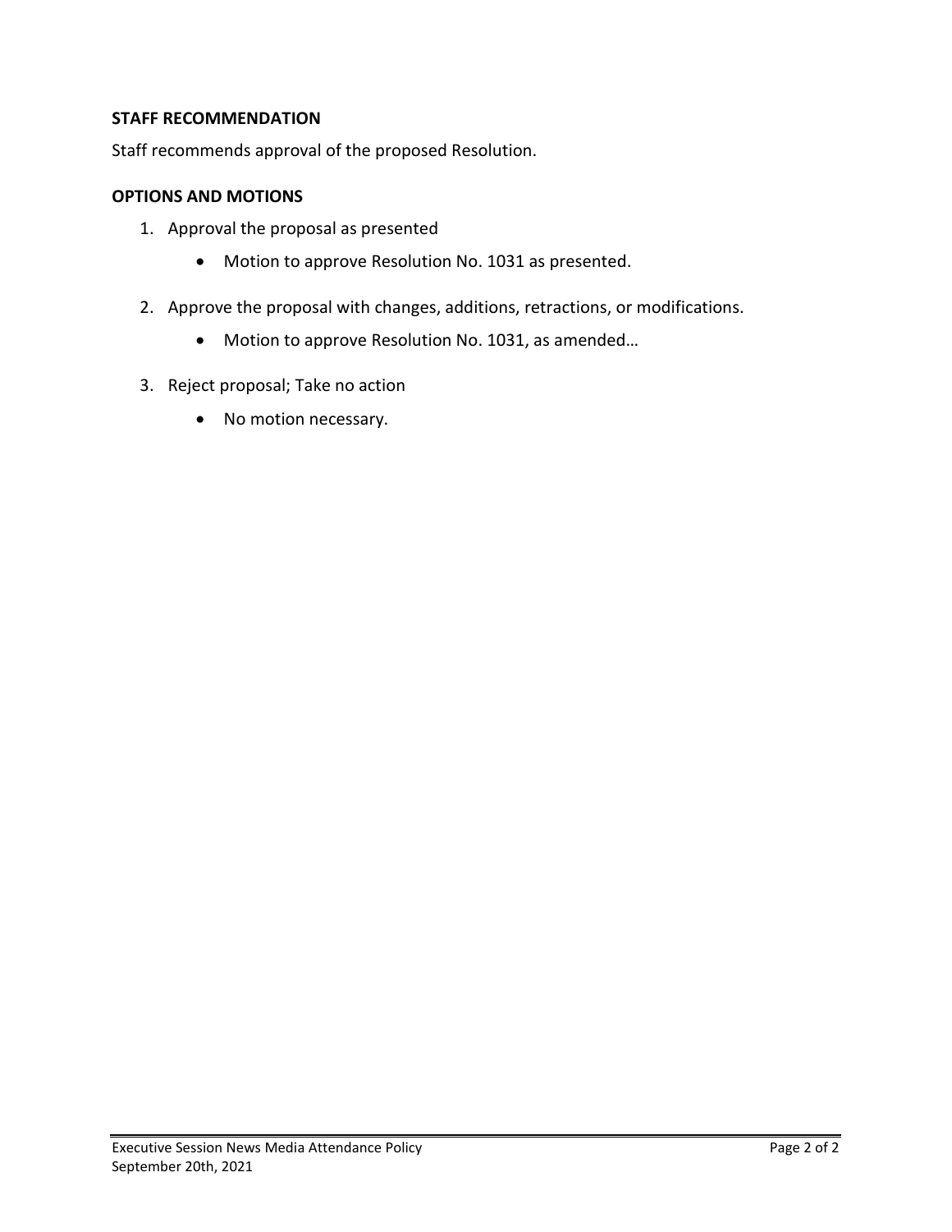### STAFF RECOMMENDATION

Staff recommends approval of the proposed Resolution.

### OPTIONS AND MOTIONS

1. Approval the proposal as presented
   - Motion to approve Resolution No. 1031 as presented.
2. Approve the proposal with changes, additions, retractions, or modifications.
   - Motion to approve Resolution No. 1031, as amended…
3. Reject proposal; Take no action
   - No motion necessary.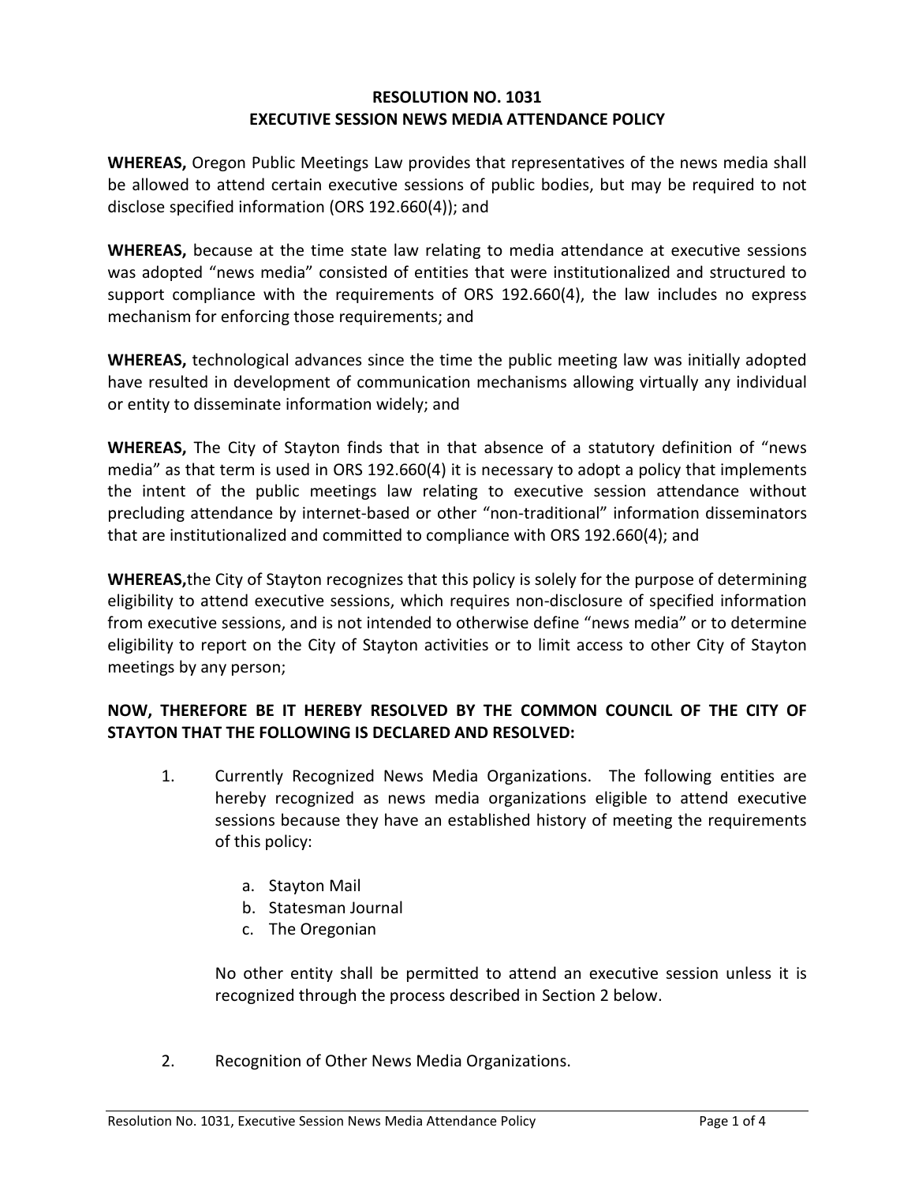**RESOLUTION NO. 1031**
**EXECUTIVE SESSION NEWS MEDIA ATTENDANCE POLICY**

**WHEREAS,** Oregon Public Meetings Law provides that representatives of the news media shall be allowed to attend certain executive sessions of public bodies, but may be required to not disclose specified information (ORS 192.660(4)); and

**WHEREAS,** because at the time state law relating to media attendance at executive sessions was adopted "news media" consisted of entities that were institutionalized and structured to support compliance with the requirements of ORS 192.660(4), the law includes no express mechanism for enforcing those requirements; and

**WHEREAS,** technological advances since the time the public meeting law was initially adopted have resulted in development of communication mechanisms allowing virtually any individual or entity to disseminate information widely; and

**WHEREAS,** The City of Stayton finds that in that absence of a statutory definition of "news media" as that term is used in ORS 192.660(4) it is necessary to adopt a policy that implements the intent of the public meetings law relating to executive session attendance without precluding attendance by internet-based or other "non-traditional" information disseminators that are institutionalized and committed to compliance with ORS 192.660(4); and

**WHEREAS,**the City of Stayton recognizes that this policy is solely for the purpose of determining eligibility to attend executive sessions, which requires non-disclosure of specified information from executive sessions, and is not intended to otherwise define "news media" or to determine eligibility to report on the City of Stayton activities or to limit access to other City of Stayton meetings by any person;

**NOW, THEREFORE BE IT HEREBY RESOLVED BY THE COMMON COUNCIL OF THE CITY OF STAYTON THAT THE FOLLOWING IS DECLARED AND RESOLVED:**

1. Currently Recognized News Media Organizations. The following entities are hereby recognized as news media organizations eligible to attend executive sessions because they have an established history of meeting the requirements of this policy:

   a. Stayton Mail
   b. Statesman Journal
   c. The Oregonian

   No other entity shall be permitted to attend an executive session unless it is recognized through the process described in Section 2 below.

2. Recognition of Other News Media Organizations.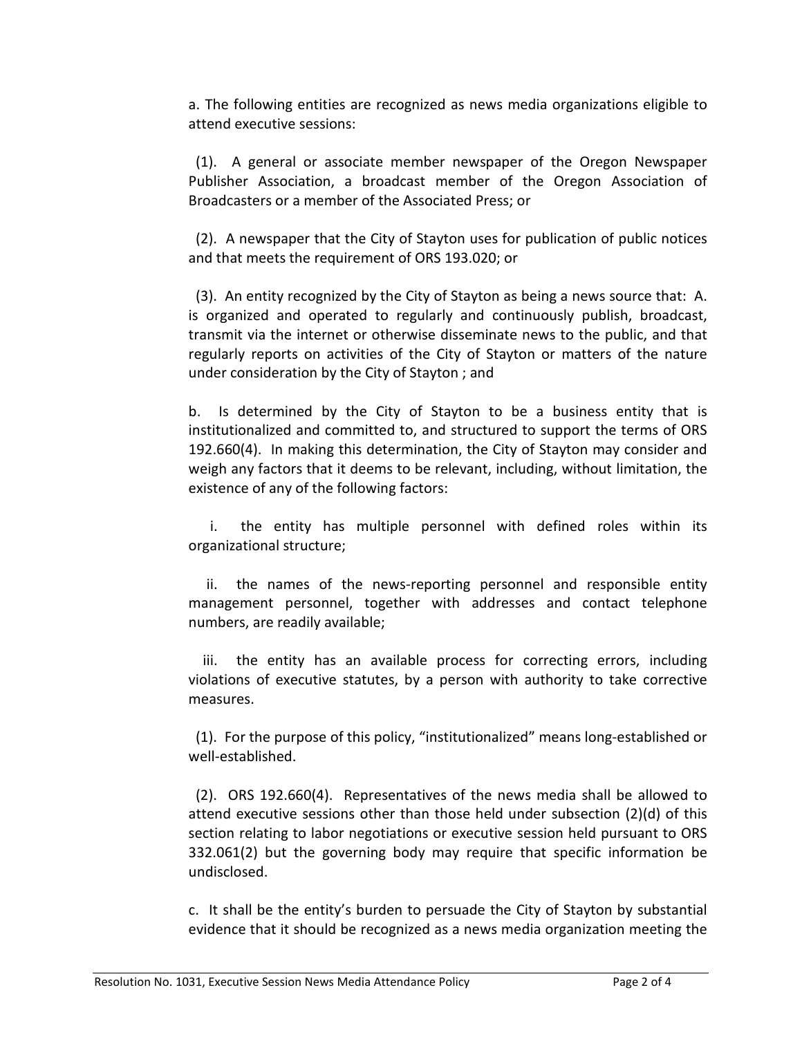a. The following entities are recognized as news media organizations eligible to attend executive sessions:

(1). A general or associate member newspaper of the Oregon Newspaper Publisher Association, a broadcast member of the Oregon Association of Broadcasters or a member of the Associated Press; or

(2). A newspaper that the City of Stayton uses for publication of public notices and that meets the requirement of ORS 193.020; or

(3). An entity recognized by the City of Stayton as being a news source that: A. is organized and operated to regularly and continuously publish, broadcast, transmit via the internet or otherwise disseminate news to the public, and that regularly reports on activities of the City of Stayton or matters of the nature under consideration by the City of Stayton ; and

b. Is determined by the City of Stayton to be a business entity that is institutionalized and committed to, and structured to support the terms of ORS 192.660(4). In making this determination, the City of Stayton may consider and weigh any factors that it deems to be relevant, including, without limitation, the existence of any of the following factors:

i. the entity has multiple personnel with defined roles within its organizational structure;

ii. the names of the news-reporting personnel and responsible entity management personnel, together with addresses and contact telephone numbers, are readily available;

iii. the entity has an available process for correcting errors, including violations of executive statutes, by a person with authority to take corrective measures.

(1). For the purpose of this policy, "institutionalized" means long-established or well-established.

(2). ORS 192.660(4). Representatives of the news media shall be allowed to attend executive sessions other than those held under subsection (2)(d) of this section relating to labor negotiations or executive session held pursuant to ORS 332.061(2) but the governing body may require that specific information be undisclosed.

c. It shall be the entity's burden to persuade the City of Stayton by substantial evidence that it should be recognized as a news media organization meeting the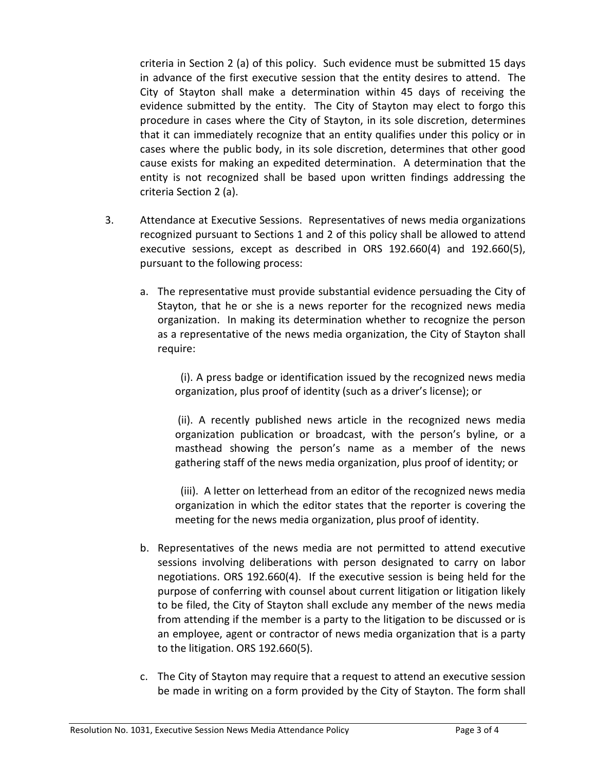criteria in Section 2 (a) of this policy. Such evidence must be submitted 15 days in advance of the first executive session that the entity desires to attend. The City of Stayton shall make a determination within 45 days of receiving the evidence submitted by the entity. The City of Stayton may elect to forgo this procedure in cases where the City of Stayton, in its sole discretion, determines that it can immediately recognize that an entity qualifies under this policy or in cases where the public body, in its sole discretion, determines that other good cause exists for making an expedited determination. A determination that the entity is not recognized shall be based upon written findings addressing the criteria Section 2 (a).

3. Attendance at Executive Sessions. Representatives of news media organizations recognized pursuant to Sections 1 and 2 of this policy shall be allowed to attend executive sessions, except as described in ORS 192.660(4) and 192.660(5), pursuant to the following process:

   a. The representative must provide substantial evidence persuading the City of Stayton, that he or she is a news reporter for the recognized news media organization. In making its determination whether to recognize the person as a representative of the news media organization, the City of Stayton shall require:

      (i). A press badge or identification issued by the recognized news media organization, plus proof of identity (such as a driver's license); or

      (ii). A recently published news article in the recognized news media organization publication or broadcast, with the person's byline, or a masthead showing the person's name as a member of the news gathering staff of the news media organization, plus proof of identity; or

      (iii). A letter on letterhead from an editor of the recognized news media organization in which the editor states that the reporter is covering the meeting for the news media organization, plus proof of identity.

   b. Representatives of the news media are not permitted to attend executive sessions involving deliberations with person designated to carry on labor negotiations. ORS 192.660(4). If the executive session is being held for the purpose of conferring with counsel about current litigation or litigation likely to be filed, the City of Stayton shall exclude any member of the news media from attending if the member is a party to the litigation to be discussed or is an employee, agent or contractor of news media organization that is a party to the litigation. ORS 192.660(5).

   c. The City of Stayton may require that a request to attend an executive session be made in writing on a form provided by the City of Stayton. The form shall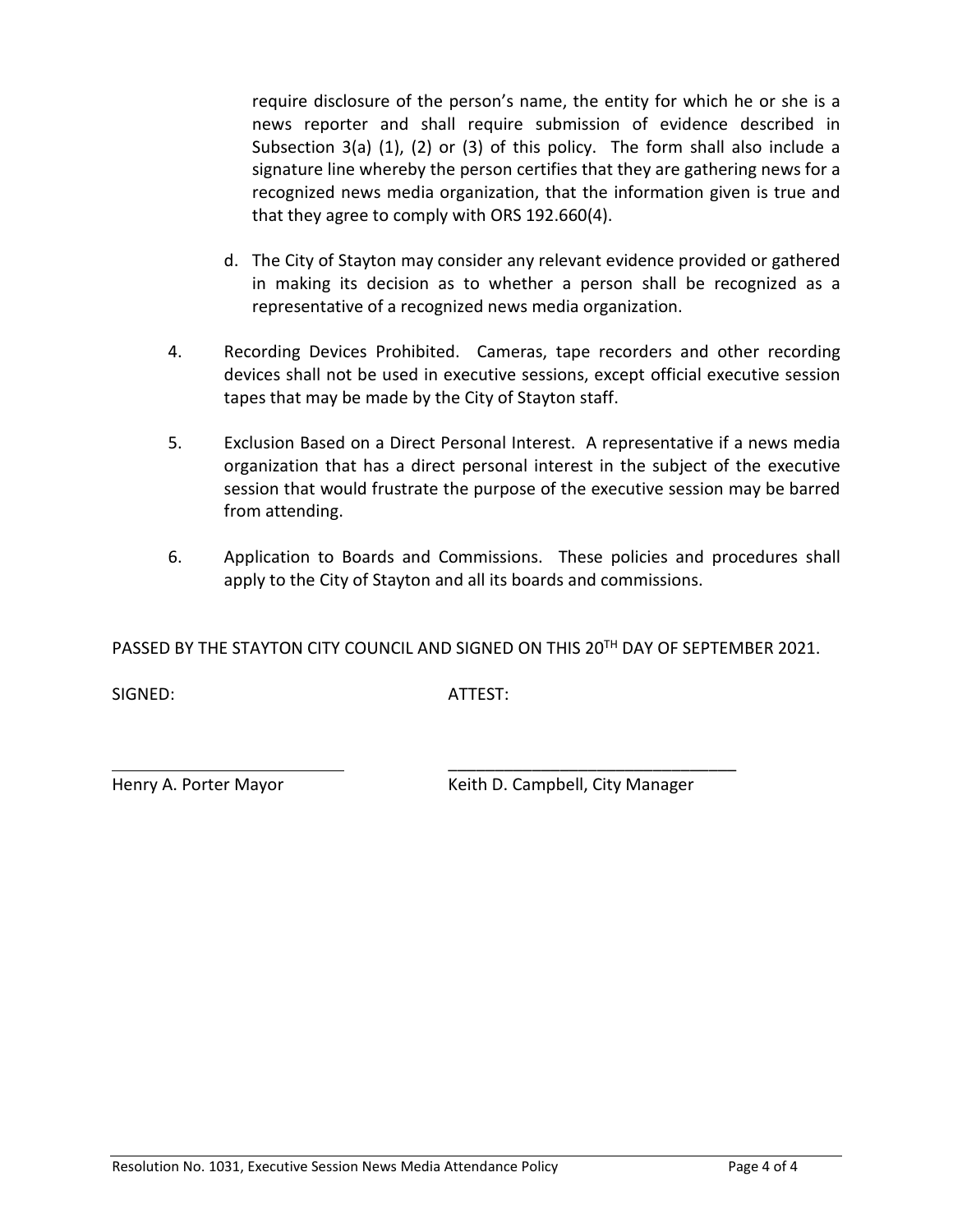require disclosure of the person's name, the entity for which he or she is a news reporter and shall require submission of evidence described in Subsection 3(a) (1), (2) or (3) of this policy. The form shall also include a signature line whereby the person certifies that they are gathering news for a recognized news media organization, that the information given is true and that they agree to comply with ORS 192.660(4).

d. The City of Stayton may consider any relevant evidence provided or gathered in making its decision as to whether a person shall be recognized as a representative of a recognized news media organization.

4. Recording Devices Prohibited. Cameras, tape recorders and other recording devices shall not be used in executive sessions, except official executive session tapes that may be made by the City of Stayton staff.

5. Exclusion Based on a Direct Personal Interest. A representative if a news media organization that has a direct personal interest in the subject of the executive session that would frustrate the purpose of the executive session may be barred from attending.

6. Application to Boards and Commissions. These policies and procedures shall apply to the City of Stayton and all its boards and commissions.

PASSED BY THE STAYTON CITY COUNCIL AND SIGNED ON THIS 20TH DAY OF SEPTEMBER 2021.

SIGNED: ATTEST:

\_\_\_\_\_\_\_\_\_\_\_\_\_\_\_\_\_\_\_\_\_\_\_\_\_\_\_\_ \_\_\_\_\_\_\_\_\_\_\_\_\_\_\_\_\_\_\_\_\_\_\_\_\_\_\_\_\_\_\_\_

Henry A. Porter Mayor Keith D. Campbell, City Manager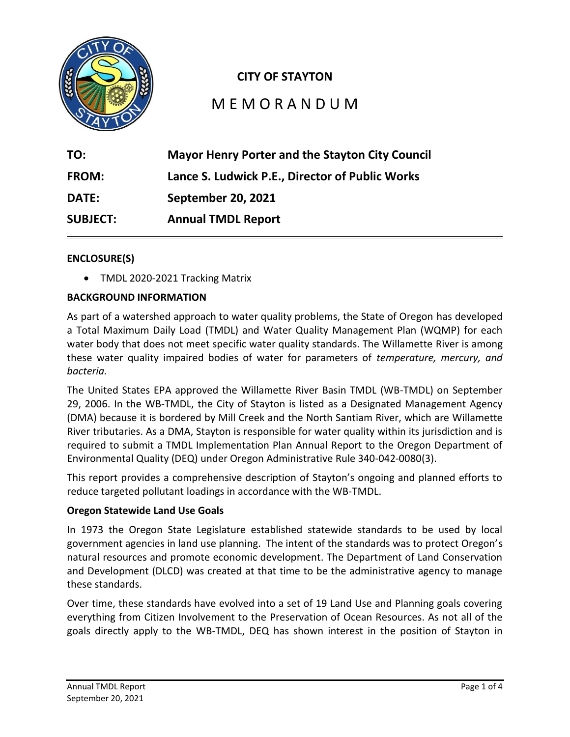**CITY OF STAYTON**

# M E M O R A N D U M

| | |
|---|---|
| **TO:** | **Mayor Henry Porter and the Stayton City Council** |
| **FROM:** | **Lance S. Ludwick P.E., Director of Public Works** |
| **DATE:** | **September 20, 2021** |
| **SUBJECT:** | **Annual TMDL Report** |

---

**ENCLOSURE(S)**

- TMDL 2020-2021 Tracking Matrix

**BACKGROUND INFORMATION**

As part of a watershed approach to water quality problems, the State of Oregon has developed a Total Maximum Daily Load (TMDL) and Water Quality Management Plan (WQMP) for each water body that does not meet specific water quality standards. The Willamette River is among these water quality impaired bodies of water for parameters of *temperature, mercury, and bacteria.*

The United States EPA approved the Willamette River Basin TMDL (WB-TMDL) on September 29, 2006. In the WB-TMDL, the City of Stayton is listed as a Designated Management Agency (DMA) because it is bordered by Mill Creek and the North Santiam River, which are Willamette River tributaries. As a DMA, Stayton is responsible for water quality within its jurisdiction and is required to submit a TMDL Implementation Plan Annual Report to the Oregon Department of Environmental Quality (DEQ) under Oregon Administrative Rule 340-042-0080(3).

This report provides a comprehensive description of Stayton's ongoing and planned efforts to reduce targeted pollutant loadings in accordance with the WB-TMDL.

**Oregon Statewide Land Use Goals**

In 1973 the Oregon State Legislature established statewide standards to be used by local government agencies in land use planning. The intent of the standards was to protect Oregon's natural resources and promote economic development. The Department of Land Conservation and Development (DLCD) was created at that time to be the administrative agency to manage these standards.

Over time, these standards have evolved into a set of 19 Land Use and Planning goals covering everything from Citizen Involvement to the Preservation of Ocean Resources. As not all of the goals directly apply to the WB-TMDL, DEQ has shown interest in the position of Stayton in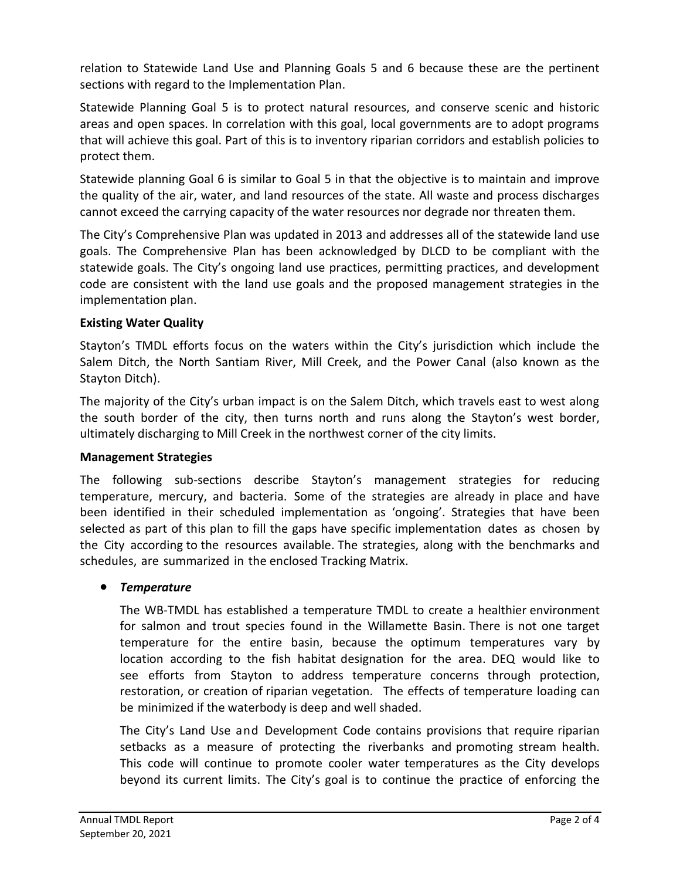relation to Statewide Land Use and Planning Goals 5 and 6 because these are the pertinent sections with regard to the Implementation Plan.

Statewide Planning Goal 5 is to protect natural resources, and conserve scenic and historic areas and open spaces. In correlation with this goal, local governments are to adopt programs that will achieve this goal. Part of this is to inventory riparian corridors and establish policies to protect them.

Statewide planning Goal 6 is similar to Goal 5 in that the objective is to maintain and improve the quality of the air, water, and land resources of the state. All waste and process discharges cannot exceed the carrying capacity of the water resources nor degrade nor threaten them.

The City's Comprehensive Plan was updated in 2013 and addresses all of the statewide land use goals. The Comprehensive Plan has been acknowledged by DLCD to be compliant with the statewide goals. The City's ongoing land use practices, permitting practices, and development code are consistent with the land use goals and the proposed management strategies in the implementation plan.

**Existing Water Quality**

Stayton's TMDL efforts focus on the waters within the City's jurisdiction which include the Salem Ditch, the North Santiam River, Mill Creek, and the Power Canal (also known as the Stayton Ditch).

The majority of the City's urban impact is on the Salem Ditch, which travels east to west along the south border of the city, then turns north and runs along the Stayton's west border, ultimately discharging to Mill Creek in the northwest corner of the city limits.

**Management Strategies**

The following sub-sections describe Stayton's management strategies for reducing temperature, mercury, and bacteria. Some of the strategies are already in place and have been identified in their scheduled implementation as 'ongoing'. Strategies that have been selected as part of this plan to fill the gaps have specific implementation dates as chosen by the City according to the resources available. The strategies, along with the benchmarks and schedules, are summarized in the enclosed Tracking Matrix.

- ***Temperature***

  The WB-TMDL has established a temperature TMDL to create a healthier environment for salmon and trout species found in the Willamette Basin. There is not one target temperature for the entire basin, because the optimum temperatures vary by location according to the fish habitat designation for the area. DEQ would like to see efforts from Stayton to address temperature concerns through protection, restoration, or creation of riparian vegetation. The effects of temperature loading can be minimized if the waterbody is deep and well shaded.

  The City's Land Use and Development Code contains provisions that require riparian setbacks as a measure of protecting the riverbanks and promoting stream health. This code will continue to promote cooler water temperatures as the City develops beyond its current limits. The City's goal is to continue the practice of enforcing the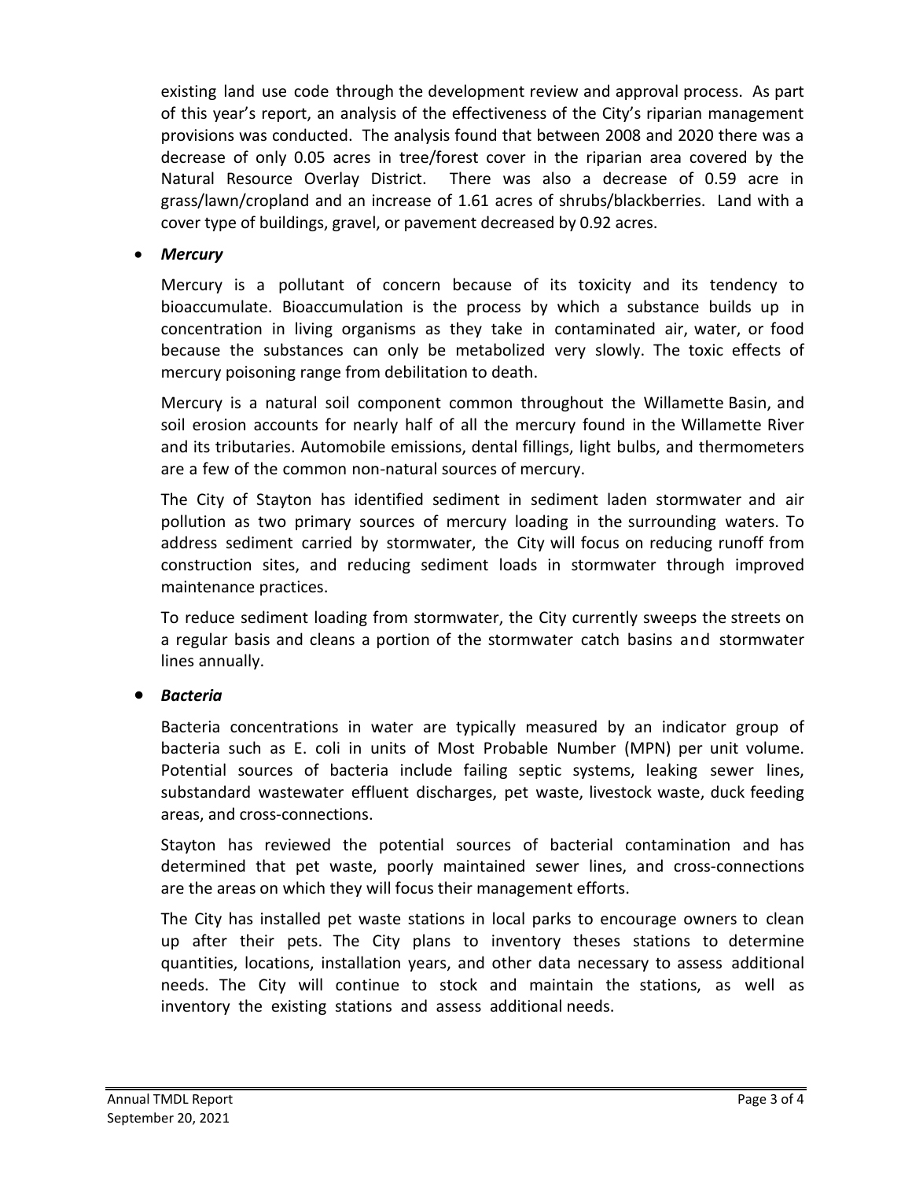existing land use code through the development review and approval process. As part of this year's report, an analysis of the effectiveness of the City's riparian management provisions was conducted. The analysis found that between 2008 and 2020 there was a decrease of only 0.05 acres in tree/forest cover in the riparian area covered by the Natural Resource Overlay District. There was also a decrease of 0.59 acre in grass/lawn/cropland and an increase of 1.61 acres of shrubs/blackberries. Land with a cover type of buildings, gravel, or pavement decreased by 0.92 acres.

- ***Mercury***

  Mercury is a pollutant of concern because of its toxicity and its tendency to bioaccumulate. Bioaccumulation is the process by which a substance builds up in concentration in living organisms as they take in contaminated air, water, or food because the substances can only be metabolized very slowly. The toxic effects of mercury poisoning range from debilitation to death.

  Mercury is a natural soil component common throughout the Willamette Basin, and soil erosion accounts for nearly half of all the mercury found in the Willamette River and its tributaries. Automobile emissions, dental fillings, light bulbs, and thermometers are a few of the common non-natural sources of mercury.

  The City of Stayton has identified sediment in sediment laden stormwater and air pollution as two primary sources of mercury loading in the surrounding waters. To address sediment carried by stormwater, the City will focus on reducing runoff from construction sites, and reducing sediment loads in stormwater through improved maintenance practices.

  To reduce sediment loading from stormwater, the City currently sweeps the streets on a regular basis and cleans a portion of the stormwater catch basins and stormwater lines annually.

- ***Bacteria***

  Bacteria concentrations in water are typically measured by an indicator group of bacteria such as E. coli in units of Most Probable Number (MPN) per unit volume. Potential sources of bacteria include failing septic systems, leaking sewer lines, substandard wastewater effluent discharges, pet waste, livestock waste, duck feeding areas, and cross-connections.

  Stayton has reviewed the potential sources of bacterial contamination and has determined that pet waste, poorly maintained sewer lines, and cross-connections are the areas on which they will focus their management efforts.

  The City has installed pet waste stations in local parks to encourage owners to clean up after their pets. The City plans to inventory theses stations to determine quantities, locations, installation years, and other data necessary to assess additional needs. The City will continue to stock and maintain the stations, as well as inventory the existing stations and assess additional needs.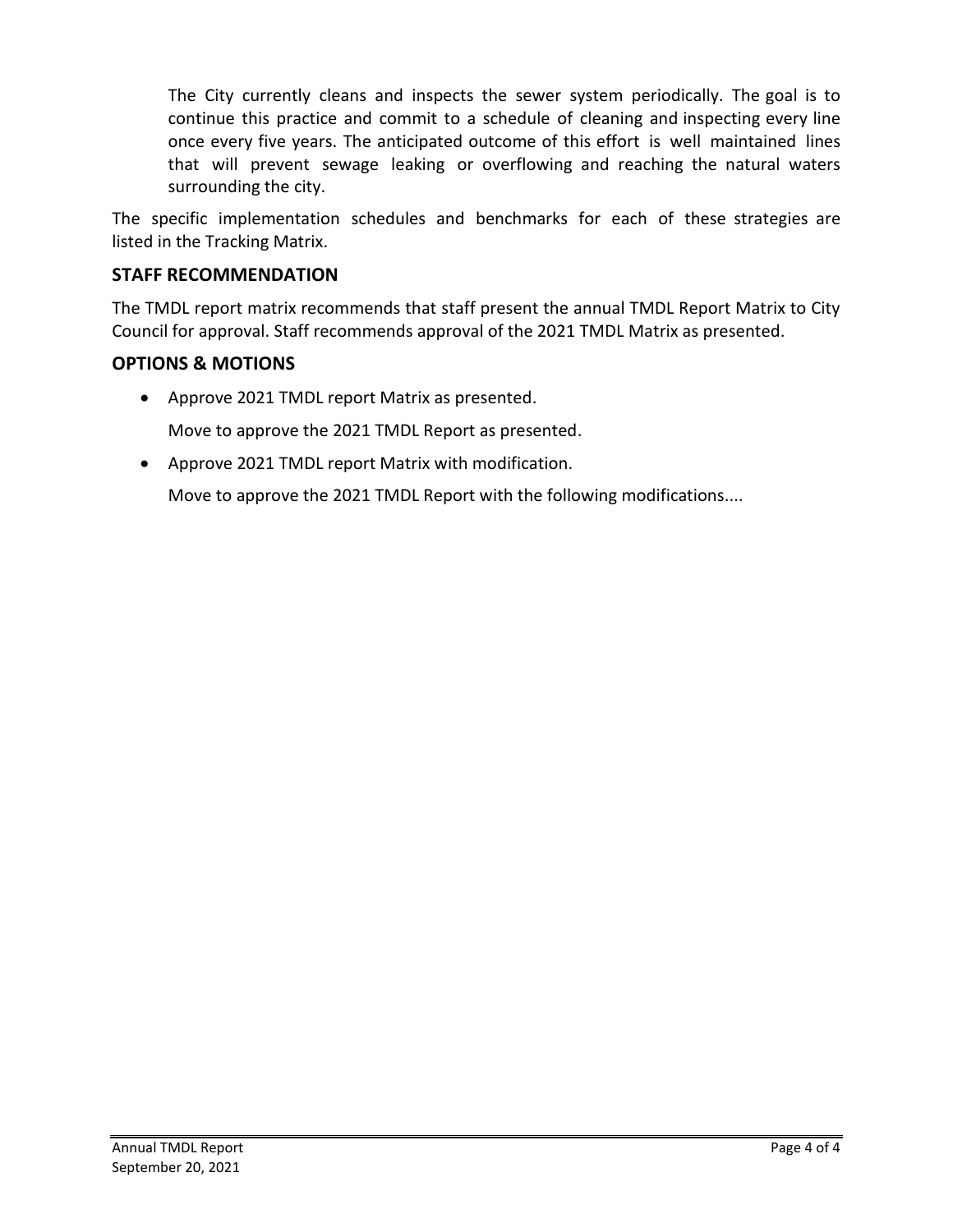The City currently cleans and inspects the sewer system periodically. The goal is to continue this practice and commit to a schedule of cleaning and inspecting every line once every five years. The anticipated outcome of this effort is well maintained lines that will prevent sewage leaking or overflowing and reaching the natural waters surrounding the city.

The specific implementation schedules and benchmarks for each of these strategies are listed in the Tracking Matrix.

## STAFF RECOMMENDATION

The TMDL report matrix recommends that staff present the annual TMDL Report Matrix to City Council for approval. Staff recommends approval of the 2021 TMDL Matrix as presented.

## OPTIONS & MOTIONS

- Approve 2021 TMDL report Matrix as presented.

  Move to approve the 2021 TMDL Report as presented.

- Approve 2021 TMDL report Matrix with modification.

  Move to approve the 2021 TMDL Report with the following modifications....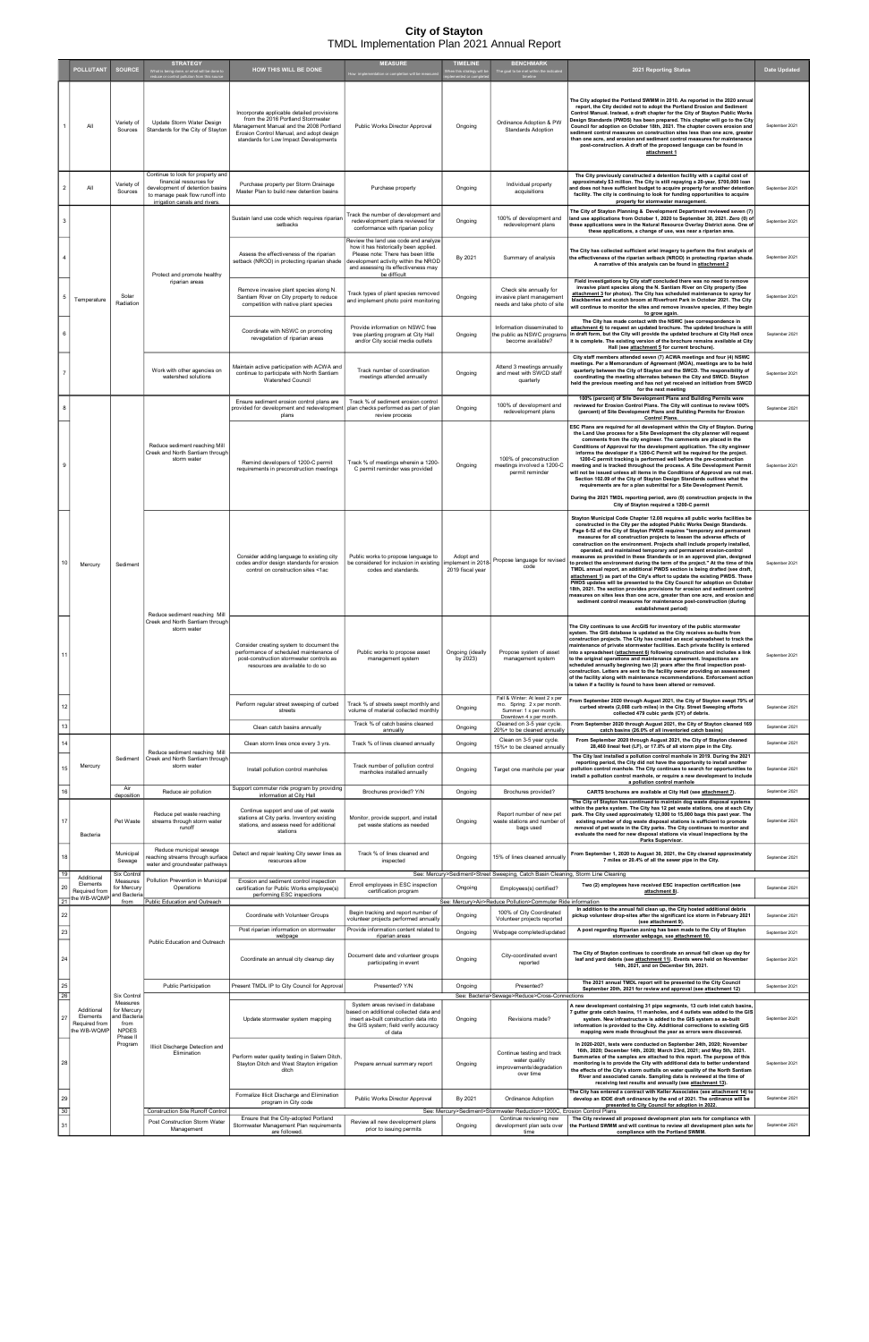# City of Stayton

## TMDL Implementation Plan 2021 Annual Report

| | POLLUTANT | SOURCE | STRATEGY<br>What is being done or what will be done to reduce or control pollution from this source | HOW THIS WILL BE DONE | MEASURE<br>How implementation or completion will be measured | TIMELINE<br>When this strategy will be implemented or completed | BENCHMARK<br>The goal to be met within the indicated timeline | 2021 Reporting Status | Date Updated |
|---|---|---|---|---|---|---|---|---|---|
| 1 | All | Variety of Sources | Update Storm Water Design Standards for the City of Stayton | Incorporate applicable detailed provisions from the 2016 Portland Stormwater Management Manual and the 2008 Portland Erosion Control Manual; and adopt design standards for Low Impact Developments | Public Works Director Approval | Ongoing | Ordinance Adoption & PW Standards Adoption | **The City adopted the Portland SWMM in 2010. As reported in the 2020 annual report, the City decided not to adopt the Portland Erosion and Sediment Control Manual. Instead, a draft chapter for the City of Stayton Public Works Design Standards (PWDS) has been prepared. This chapter will go to the City Council for adoption on October 18th, 2021. The chapter covers erosion and sediment control measures on construction sites less than one acre, greater than one acre, and erosion and sediment control measures for maintenance post-construction. A draft of the proposed language can be found in attachment 1** | September 2021 |
| 2 | All | Variety of Sources | Continue to look for property and financial resources for development of detention basins to manage peak flow runoff into irrigation canals and rivers. | Purchase property per Storm Drainage Master Plan to build new detention basins | Purchase property | Ongoing | Individual property acquisitions | **The City previously constructed a detention facility with a capital cost of approximately $3 million. The City is still repaying a 20-year, $700,000 loan and does not have sufficient budget to acquire property for another detention facility. The city is continuing to look for funding opportunities to acquire property for stormwater management.** | September 2021 |
| 3 | Temperature | Solar Radiation | Protect and promote healthy riparian areas | Sustain land use code which requires riparian setbacks | Track the number of development and redevelopment plans reviewed for conformance with riparian policy | Ongoing | 100% of development and redevelopment plans | **The City of Stayton Planning & Development Department reviewed seven (7) land use applications from October 1, 2020 to September 30, 2021. Zero (0) of these applications were in the Natural Resource Overlay District zone. One of these applications, a change of use, was near a riparian area.** | September 2021 |
| 4 | | | | Assess the effectiveness of the riparian setback (NROD) in protecting riparian shade | Review the land use code and analyze how it has historically been applied. Please note: There has been little development activity within the NROD and assessing its effectiveness may be difficult | By 2021 | Summary of analysis | **The City has collected sufficient ariel imagery to perform the first analysis of the effectiveness of the riparian setback (NROD) in protecting riparian shade. A narrative of this analysis can be found in attachment 2** | September 2021 |
| 5 | | | | Remove invasive plant species along N. Santiam River on City property to reduce competition with native plant species | Track types of plant species removed and implement photo point monitoring | Ongoing | Check site annually for invasive plant management needs and take photo of site | **Field investigations by City staff concluded there was no need to remove invasive plant species along the N. Santiam River on City property (See attachment 3 for photos). The City has scheduled maintenance to spray for blackberries and scotch broom at Riverfront Park in October 2021. The City will continue to monitor the sites and remove invasive species, if they begin to grow again.** | September 2021 |
| 6 | | | | Coordinate with NSWC on promoting revegetation of riparian areas | Provide information on NSWC free tree planting program at City Hall and/or City social media outlets | Ongoing | Information disseminated to the public as NSWC programs become available? | **The City has made contact with the NSWC (see correspondence in attachment 4) to request an updated brochure. The updated brochure is still in draft form, but the City will provide the updated brochure at City Hall once it is complete. The existing version of the brochure remains available at City Hall (see attachment 5 for current brochure).** | September 2021 |
| 7 | | | Work with other agencies on watershed solutions | Maintain active participation with ACWA and continue to participate with North Santiam Watershed Council | Track number of coordination meetings attended annually | Ongoing | Attend 3 meetings annually and meet with SWCD staff quarterly | **City staff members attended seven (7) ACWA meetings and four (4) NSWC meetings. Per a Memorandum of Agreement (MOA), meetings are to be held quarterly between the City of Stayton and the SWCD. The responsibility of coordinating the meeting alternates between the City and SWCD. Stayton held the previous meeting and has not yet received an invitation from SWCD for the next meeting** | September 2021 |
| 8 | Mercury | Sediment | Reduce sediment reaching Mill Creek and North Santiam through storm water | Ensure sediment erosion control plans are provided for development and redevelopment plans | Track % of sediment erosion control plan checks performed as part of plan review process | Ongoing | 100% of development and redevelopment plans | **100% (percent) of Site Development Plans and Building Permits were reviewed for Erosion Control Plans. The City will continue to review 100% (percent) of Site Development Plans and Building Permits for Erosion Control Plans.** | September 2021 |
| 9 | | | | Remind developers of 1200-C permit requirements in preconstruction meetings | Track % of meetings wherein a 1200-C permit reminder was provided | Ongoing | 100% of preconstruction meetings involved a 1200-C permit reminder | **ESC Plans are required for all development within the City of Stayton. During the Land Use process for a Site Development the city planner will request comments from the city engineer. The comments are placed in the Conditions of Approval for the development application. The city engineer informs the developer if a 1200-C Permit will be required for the project. 1200-C permit tracking is performed well before the pre-construction meeting and is tracked throughout the process. A Site Development Permit will not be issued unless all items in the Conditions of Approval are not met. Section 102.09 of the City of Stayton Design Standards outlines what the requirements are for a plan submittal for a Site Development Permit.<br><br>During the 2021 TMDL reporting period, zero (0) construction projects in the City of Stayton required a 1200-C permit** | September 2021 |
| 10 | | | | Consider adding language to existing city codes and/or design standards for erosion control on construction sites <1ac | Public works to propose language to be considered for inclusion in existing codes and standards. | Adopt and implement in 2018-2019 fiscal year | Propose language for revised code | **Stayton Municipal Code Chapter 12.08 requires all public works facilities be constructed in the City per the adopted Public Works Design Standards. Page 6-52 of the City of Stayton PWDS requires "temporary and permanent measures for all construction projects to lessen the adverse effects of construction on the environment. Projects shall include properly installed, operated, and maintained temporary and permanent erosion-control measures as provided in these Standards or in an approved plan, designed to protect the environment during the term of the project." At the time of this TMDL annual report, an additional PWDS section is being drafted (see draft, attachment 1) as part of the City's effort to update the existing PWDS. These PWDS updates will be presented to the City Council for adoption on October 18th, 2021. The section provides provisions for erosion and sediment control measures on sites less than one acre, greater than one acre, and erosion and sediment control measures for maintenance post-construction (during establishment period)** | September 2021 |
| 11 | | | | Consider creating system to document the performance of scheduled maintenance of post-construction stormwater controls as resources are available to do so | Public works to propose asset management system | Ongoing (ideally by 2023) | Propose system of asset management system | **The City continues to use ArcGIS for inventory of the public stormwater system. The GIS database is updated as the City receives as-builts from construction projects. The City has created an excel spreadsheet to track the maintenance of private stormwater facilities. Each private facility is entered into a spreadsheet (attachment 6) following construction and includes a link to the original operations and maintenance agreement. Inspections are scheduled annually beginning two (2) years after the final inspection post-construction. Letters are sent to the facility owner providing an assessment of the facility along with maintenance recommendations. Enforcement action is taken if a facility is found to have been altered or removed.** | September 2021 |
| 12 | | | | Perform regular street sweeping of curbed streets | Track % of streets swept monthly and volume of material collected monthly | Ongoing | Fall & Winter: At least 2 x per mo. Spring: 2 x per month. Summer: 1 x per month. Downtown 4 x per month. | **From September 2020 through August 2021, the City of Stayton swept 79% of curbed streets (2,080 curb miles) in the City. Street Sweeping efforts collected 479 cubic yards (CY) of debris.** | September 2021 |
| 13 | | | | Clean catch basins annually | Track % of catch basins cleaned annually | Ongoing | Cleaned on 3-5 year cycle. 20%+ to be cleaned annually | **From September 2020 through August 2021, the City of Stayton cleaned 169 catch basins (26.0% of all inventoried catch basins)** | September 2021 |
| 14 | Mercury | Sediment | Reduce sediment reaching Mill Creek and North Santiam through storm water | Clean storm lines once every 3 yrs. | Track % of lines cleaned annually | Ongoing | Clean on 3-5 year cycle. 15%+ to be cleaned annually | **From September 2020 through August 2021, the City of Stayton cleaned 28,460 lineal feet (LF), or 17.8% of all storm pipe in the City.** | September 2021 |
| 15 | | | | Install pollution control manholes | Track number of pollution control manholes installed annually | Ongoing | Target one manhole per year | **The City last installed a pollution control manhole in 2019. During the 2021 reporting period, the City did not have the opportunity to install another pollution control manhole. The City continues to search for opportunities to install a pollution control manhole, or require a new development to include a pollution control manhole** | September 2021 |
| 16 | | Air deposition | Reduce air pollution | Support commuter ride program by providing information at City Hall | Brochures provided? Y/N | Ongoing | Brochures provided? | **CARTS brochures are available at City Hall (see attachment 7).** | September 2021 |
| 17 | Bacteria | Pet Waste | Reduce pet waste reaching streams through storm water runoff | Continue support and use of pet waste stations at City parks. Inventory existing stations, and assess need for additional stations | Monitor, provide support, and install pet waste stations as needed | Ongoing | Report number of new pet waste stations and number of bags used | **The City of Stayton has continued to maintain dog waste disposal systems within the parks system. The City has 12 pet waste stations, one at each City park. The City used approximately 12,000 to 15,000 bags this past year. The existing number of dog waste disposal stations is sufficient to promote removal of pet waste in the City parks. The City continues to monitor and evaluate the need for new disposal stations via visual inspections by the Parks Supervisor.** | September 2021 |
| 18 | | Municipal Sewage | Reduce municipal sewage reaching streams through surface water and groundwater pathways | Detect and repair leaking City sewer lines as resources allow | Track % of lines cleaned and inspected | Ongoing | 15% of lines cleaned annually | **From September 1, 2020 to August 30, 2021, the City cleaned approximately 7 miles or 20.4% of all the sewer pipe in the City.** | September 2021 |
| 19 | Additional Elements Required from the WB-WQMP | Six Control Measures for Mercury and Bacteria from | Pollution Prevention in Municipal Operations | See: Mercury>Sediment>Street Sweeping, Catch Basin Cleaning, Storm Line Cleaning | | | | | |
| 20 | | | | Erosion and sediment control inspection certification for Public Works employee(s) performing ESC inspections | Enroll employees in ESC inspection certification program | Ongoing | Employees(s) certified? | **Two (2) employees have received ESC inspection certification (see attachment 8).** | September 2021 |
| 21 | | | Public Education and Outreach | See: Mercury>Air>Reduce Pollution>Commuter Ride information | | | | | |
| 22 | Additional Elements Required from the WB-WQMP | Six Control Measures for Mercury and Bacteria from NPDES Phase II Program | Public Education and Outreach | Coordinate with Volunteer Groups | Begin tracking and report number of volunteer projects performed annually | Ongoing | 100% of City Coordinated Volunteer projects reported | **In addition to the annual fall clean up, the City hosted additional debris pickup volunteer drop-offs after the significant ice storm in February 2021 (see attachment 9).** | September 2021 |
| 23 | | | | Post riparian information on stormwater webpage | Provide information content related to riparian areas | Ongoing | Webpage completed/updated | **A post regarding Riparian zoning has been made to the City of Stayton stormwater webpage, see attachment 10.** | September 2021 |
| 24 | | | | Coordinate an annual city cleanup day | Document date and volunteer groups participating in event | Ongoing | City-coordinated event reported | **The City of Stayton continues to coordinate an annual fall clean up day for leaf and yard debris (see attachment 11). Events were held on November 14th, 2021, and on December 5th, 2021.** | September 2021 |
| 25 | | | Public Participation | Present TMDL IP to City Council for Approval | Presented? Y/N | Ongoing | Presented? | **The 2021 annual TMDL report will be presented to the City Council September 20th, 2021 for review and approval (see attachment 12)** | September 2021 |
| 26 | | | Illicit Discharge Detection and Elimination | See: Bacteria>Sewage>Reduce>Cross-Connections | | | | | |
| 27 | | | | Update stormwater system mapping | System areas revised in database based on additional collected data and insert as-built construction data into the GIS system; field verify accuracy of data | Ongoing | Revisions made? | **A new development containing 31 pipe segments, 13 curb inlet catch basins, 7 gutter grate catch basins, 11 manholes, and 4 outlets was added to the GIS system. New infrastructure is added to the GIS system as as-built information is provided to the City. Additional corrections to existing GIS mapping were made throughout the year as errors were discovered.** | September 2021 |
| 28 | | | | Perform water quality testing in Salem Ditch, Stayton Ditch and West Stayton irrigation ditch | Prepare annual summary report | Ongoing | Continue testing and track water quality improvements/degradation over time | **In 2020-2021, tests were conducted on September 24th, 2020; November 16th, 2020; December 14th, 2020; March 23rd, 2021; and May 5th, 2021. Summaries of the samples are attached to this report. The purpose of this monitoring is to provide the City with additional data to better understand the effects of the City's storm outfalls on water quality of the North Santiam River and associated canals. Sampling data is reviewed at the time of receiving test results and annually (see attachment 13).** | September 2021 |
| 29 | | | | Formalize Illicit Discharge and Elimination program in City code | Public Works Director Approval | By 2021 | Ordinance Adoption | **The City has entered a contract with Keller Associates (see attachment 14) to develop an IDDE draft ordinance by the end of 2021. The ordinance will be presented to City Council for adoption in 2022.** | September 2021 |
| 30 | | | Construction Site Runoff Control | See: Mercury>Sediment>Stormwater Reduction>1200C, Erosion Control Plans | | | | | |
| 31 | | | Post Construction Storm Water Management | Ensure that the City-adopted Portland Stormwater Management Plan requirements are followed. | Review all new development plans prior to issuing permits | Ongoing | Continue reviewing new development plan sets over time | **The City reviewed all proposed development plan sets for compliance with the Portland SWMM and will continue to review all development plan sets for compliance with the Portland SWMM.** | September 2021 |